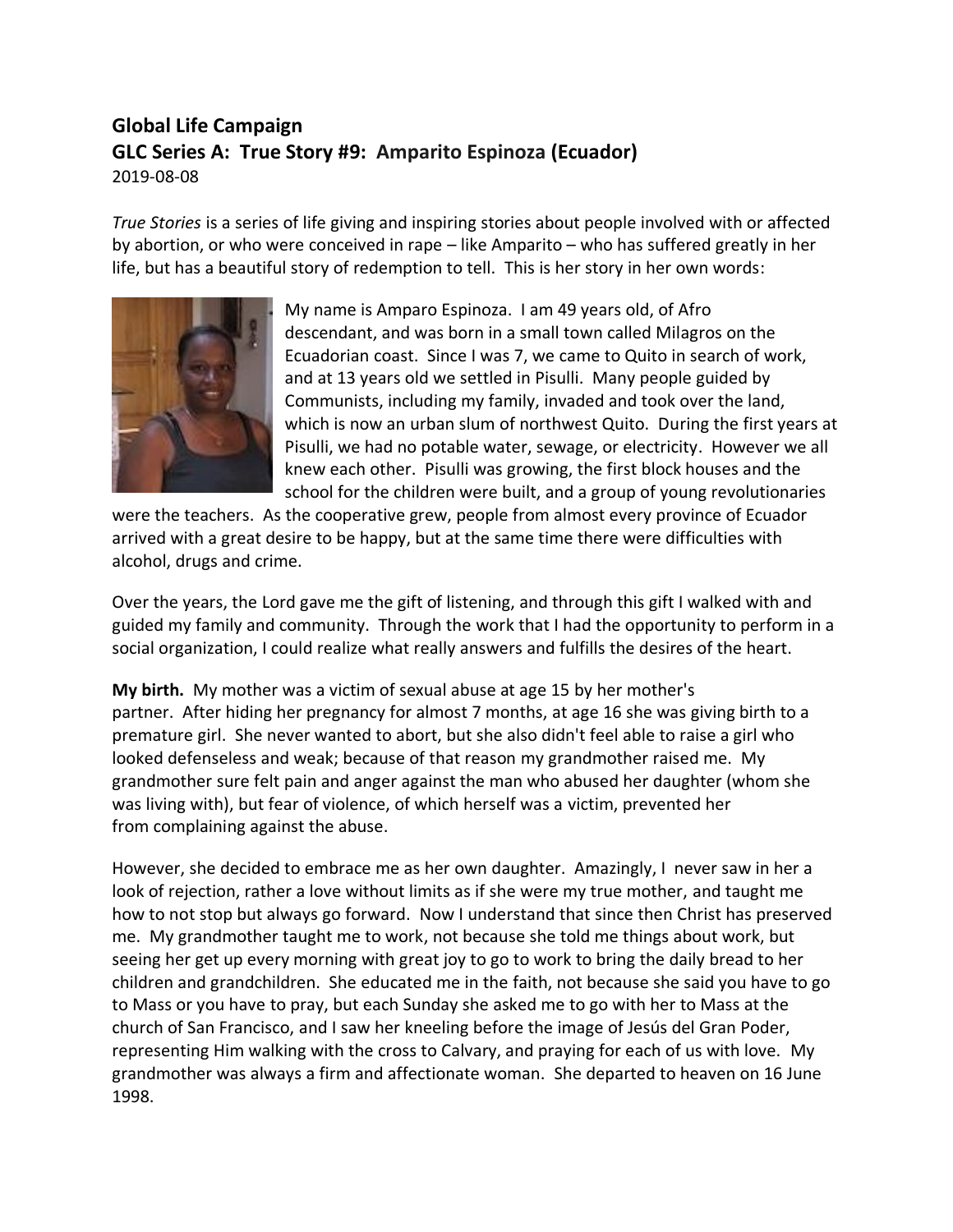## Global Life Campaign

## GLC Series A: True Story #9: Amparito Espinoza (Ecuador)

2019-08-08

*True Stories* is a series of life giving and inspiring stories about people involved with or affected by abortion, or who were conceived in rape – like Amparito – who has suffered greatly in her life, but has a beautiful story of redemption to tell. This is her story in her own words:

My name is Amparo Espinoza. I am 49 years old, of Afro descendant, and was born in a small town called Milagros on the Ecuadorian coast. Since I was 7, we came to Quito in search of work, and at 13 years old we settled in Pisulli. Many people guided by Communists, including my family, invaded and took over the land, which is now an urban slum of northwest Quito. During the first years at Pisulli, we had no potable water, sewage, or electricity. However we all knew each other. Pisulli was growing, the first block houses and the school for the children were built, and a group of young revolutionaries were the teachers. As the cooperative grew, people from almost every province of Ecuador arrived with a great desire to be happy, but at the same time there were difficulties with alcohol, drugs and crime.

Over the years, the Lord gave me the gift of listening, and through this gift I walked with and guided my family and community. Through the work that I had the opportunity to perform in a social organization, I could realize what really answers and fulfills the desires of the heart.

**My birth.** My mother was a victim of sexual abuse at age 15 by her mother's partner. After hiding her pregnancy for almost 7 months, at age 16 she was giving birth to a premature girl. She never wanted to abort, but she also didn't feel able to raise a girl who looked defenseless and weak; because of that reason my grandmother raised me. My grandmother sure felt pain and anger against the man who abused her daughter (whom she was living with), but fear of violence, of which herself was a victim, prevented her from complaining against the abuse.

However, she decided to embrace me as her own daughter. Amazingly, I never saw in her a look of rejection, rather a love without limits as if she were my true mother, and taught me how to not stop but always go forward. Now I understand that since then Christ has preserved me. My grandmother taught me to work, not because she told me things about work, but seeing her get up every morning with great joy to go to work to bring the daily bread to her children and grandchildren. She educated me in the faith, not because she said you have to go to Mass or you have to pray, but each Sunday she asked me to go with her to Mass at the church of San Francisco, and I saw her kneeling before the image of Jesús del Gran Poder, representing Him walking with the cross to Calvary, and praying for each of us with love. My grandmother was always a firm and affectionate woman. She departed to heaven on 16 June 1998.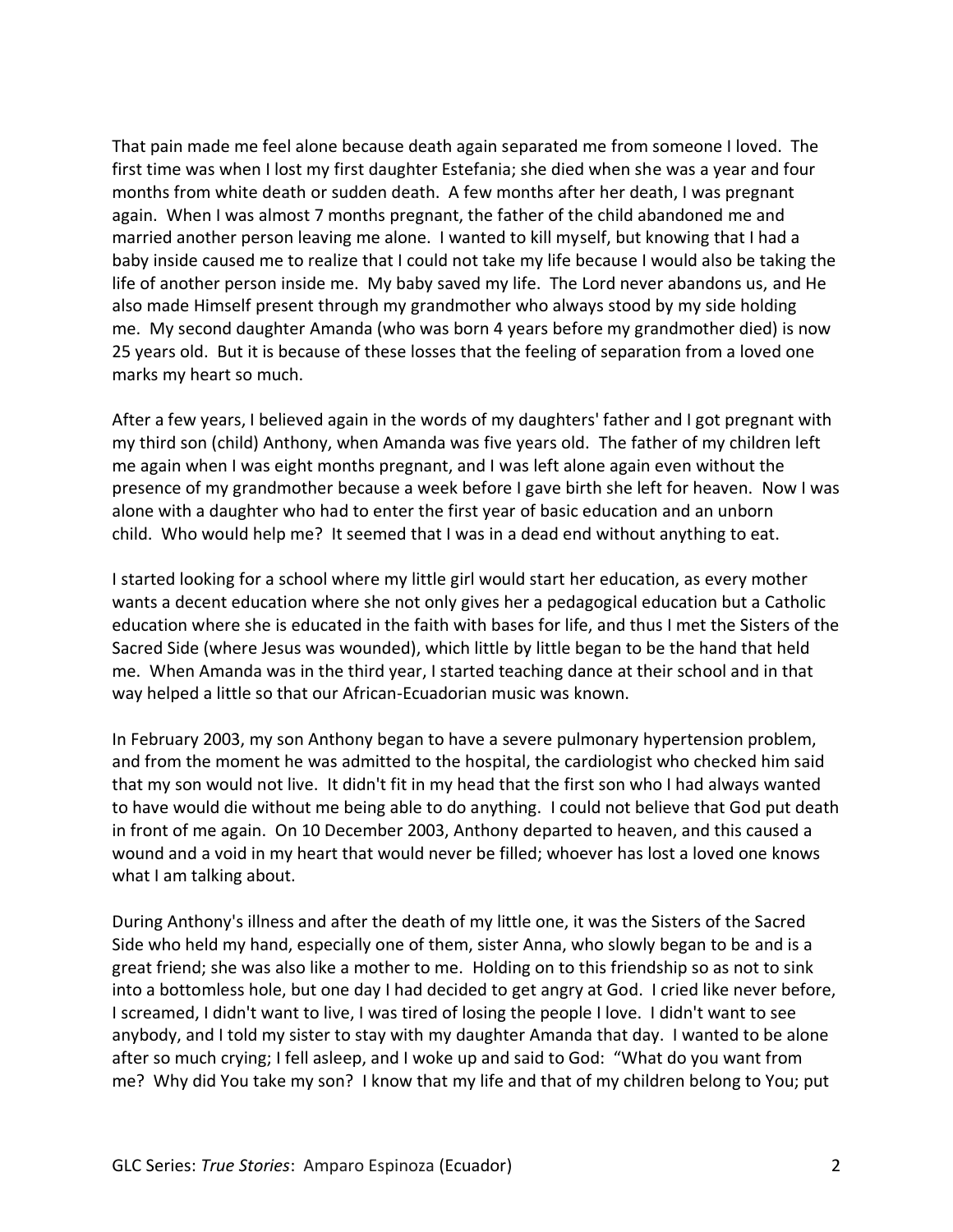That pain made me feel alone because death again separated me from someone I loved. The first time was when I lost my first daughter Estefania; she died when she was a year and four months from white death or sudden death. A few months after her death, I was pregnant again. When I was almost 7 months pregnant, the father of the child abandoned me and married another person leaving me alone. I wanted to kill myself, but knowing that I had a baby inside caused me to realize that I could not take my life because I would also be taking the life of another person inside me. My baby saved my life. The Lord never abandons us, and He also made Himself present through my grandmother who always stood by my side holding me. My second daughter Amanda (who was born 4 years before my grandmother died) is now 25 years old. But it is because of these losses that the feeling of separation from a loved one marks my heart so much.

After a few years, I believed again in the words of my daughters' father and I got pregnant with my third son (child) Anthony, when Amanda was five years old. The father of my children left me again when I was eight months pregnant, and I was left alone again even without the presence of my grandmother because a week before I gave birth she left for heaven. Now I was alone with a daughter who had to enter the first year of basic education and an unborn child. Who would help me? It seemed that I was in a dead end without anything to eat.

I started looking for a school where my little girl would start her education, as every mother wants a decent education where she not only gives her a pedagogical education but a Catholic education where she is educated in the faith with bases for life, and thus I met the Sisters of the Sacred Side (where Jesus was wounded), which little by little began to be the hand that held me. When Amanda was in the third year, I started teaching dance at their school and in that way helped a little so that our African-Ecuadorian music was known.

In February 2003, my son Anthony began to have a severe pulmonary hypertension problem, and from the moment he was admitted to the hospital, the cardiologist who checked him said that my son would not live. It didn't fit in my head that the first son who I had always wanted to have would die without me being able to do anything. I could not believe that God put death in front of me again. On 10 December 2003, Anthony departed to heaven, and this caused a wound and a void in my heart that would never be filled; whoever has lost a loved one knows what I am talking about.

During Anthony's illness and after the death of my little one, it was the Sisters of the Sacred Side who held my hand, especially one of them, sister Anna, who slowly began to be and is a great friend; she was also like a mother to me. Holding on to this friendship so as not to sink into a bottomless hole, but one day I had decided to get angry at God. I cried like never before, I screamed, I didn't want to live, I was tired of losing the people I love. I didn't want to see anybody, and I told my sister to stay with my daughter Amanda that day. I wanted to be alone after so much crying; I fell asleep, and I woke up and said to God: "What do you want from me? Why did You take my son? I know that my life and that of my children belong to You; put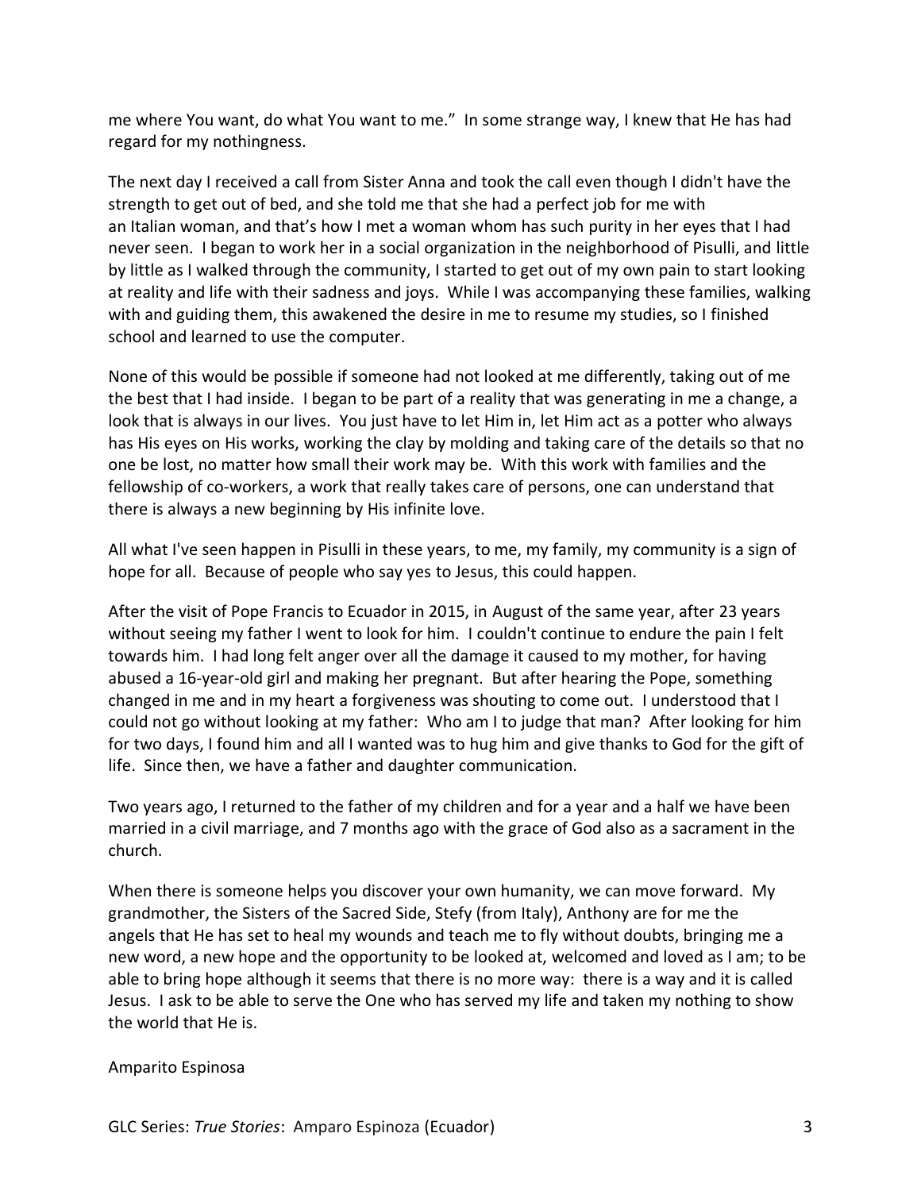me where You want, do what You want to me." In some strange way, I knew that He has had regard for my nothingness.

The next day I received a call from Sister Anna and took the call even though I didn't have the strength to get out of bed, and she told me that she had a perfect job for me with an Italian woman, and that's how I met a woman whom has such purity in her eyes that I had never seen. I began to work her in a social organization in the neighborhood of Pisulli, and little by little as I walked through the community, I started to get out of my own pain to start looking at reality and life with their sadness and joys. While I was accompanying these families, walking with and guiding them, this awakened the desire in me to resume my studies, so I finished school and learned to use the computer.

None of this would be possible if someone had not looked at me differently, taking out of me the best that I had inside. I began to be part of a reality that was generating in me a change, a look that is always in our lives. You just have to let Him in, let Him act as a potter who always has His eyes on His works, working the clay by molding and taking care of the details so that no one be lost, no matter how small their work may be. With this work with families and the fellowship of co-workers, a work that really takes care of persons, one can understand that there is always a new beginning by His infinite love.

All what I've seen happen in Pisulli in these years, to me, my family, my community is a sign of hope for all. Because of people who say yes to Jesus, this could happen.

After the visit of Pope Francis to Ecuador in 2015, in August of the same year, after 23 years without seeing my father I went to look for him. I couldn't continue to endure the pain I felt towards him. I had long felt anger over all the damage it caused to my mother, for having abused a 16-year-old girl and making her pregnant. But after hearing the Pope, something changed in me and in my heart a forgiveness was shouting to come out. I understood that I could not go without looking at my father: Who am I to judge that man? After looking for him for two days, I found him and all I wanted was to hug him and give thanks to God for the gift of life. Since then, we have a father and daughter communication.

Two years ago, I returned to the father of my children and for a year and a half we have been married in a civil marriage, and 7 months ago with the grace of God also as a sacrament in the church.

When there is someone helps you discover your own humanity, we can move forward. My grandmother, the Sisters of the Sacred Side, Stefy (from Italy), Anthony are for me the angels that He has set to heal my wounds and teach me to fly without doubts, bringing me a new word, a new hope and the opportunity to be looked at, welcomed and loved as I am; to be able to bring hope although it seems that there is no more way: there is a way and it is called Jesus. I ask to be able to serve the One who has served my life and taken my nothing to show the world that He is.

Amparito Espinosa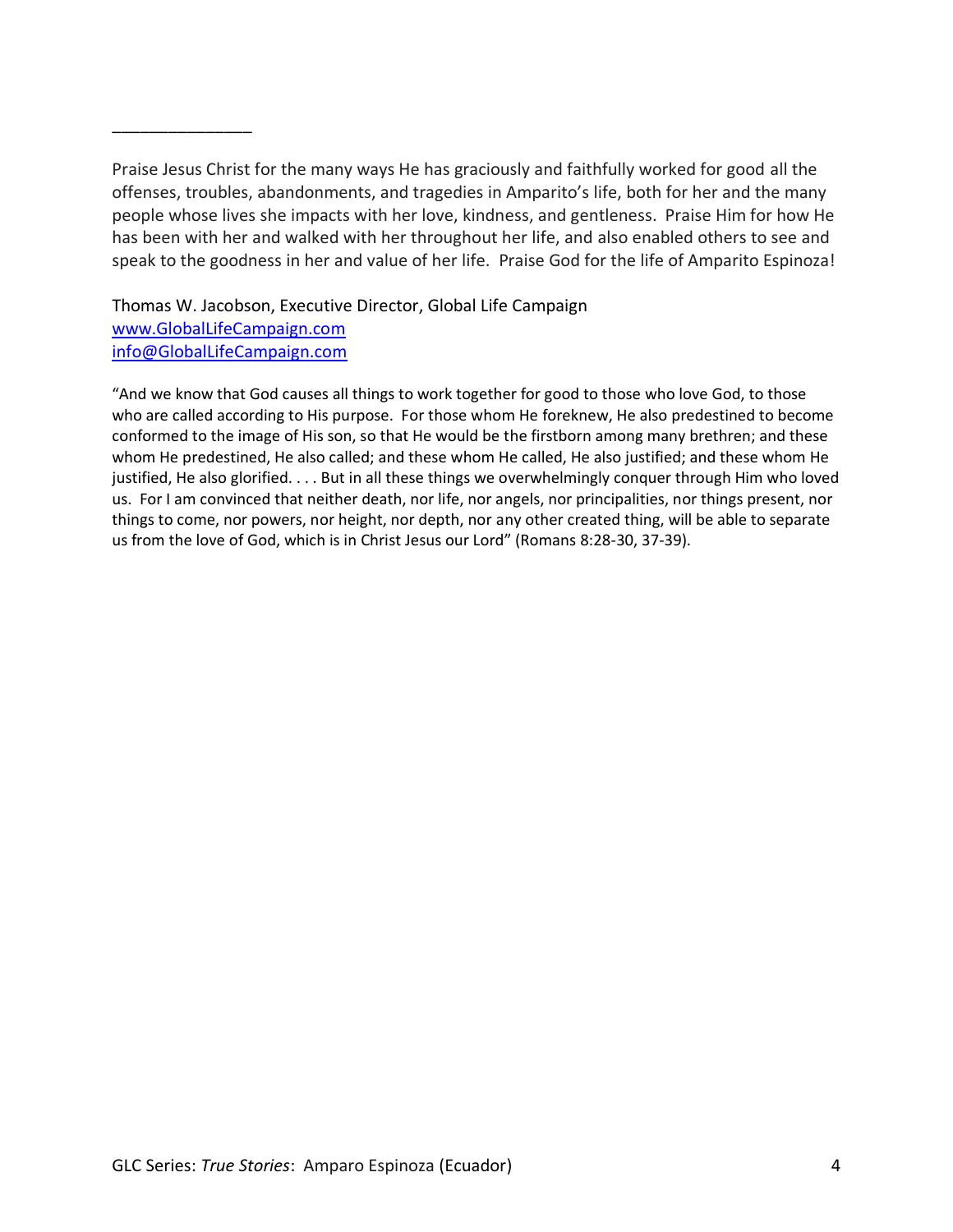_______________

Praise Jesus Christ for the many ways He has graciously and faithfully worked for good all the offenses, troubles, abandonments, and tragedies in Amparito's life, both for her and the many people whose lives she impacts with her love, kindness, and gentleness. Praise Him for how He has been with her and walked with her throughout her life, and also enabled others to see and speak to the goodness in her and value of her life. Praise God for the life of Amparito Espinoza!

Thomas W. Jacobson, Executive Director, Global Life Campaign
www.GlobalLifeCampaign.com
info@GlobalLifeCampaign.com

"And we know that God causes all things to work together for good to those who love God, to those who are called according to His purpose. For those whom He foreknew, He also predestined to become conformed to the image of His son, so that He would be the firstborn among many brethren; and these whom He predestined, He also called; and these whom He called, He also justified; and these whom He justified, He also glorified. . . . But in all these things we overwhelmingly conquer through Him who loved us. For I am convinced that neither death, nor life, nor angels, nor principalities, nor things present, nor things to come, nor powers, nor height, nor depth, nor any other created thing, will be able to separate us from the love of God, which is in Christ Jesus our Lord" (Romans 8:28-30, 37-39).